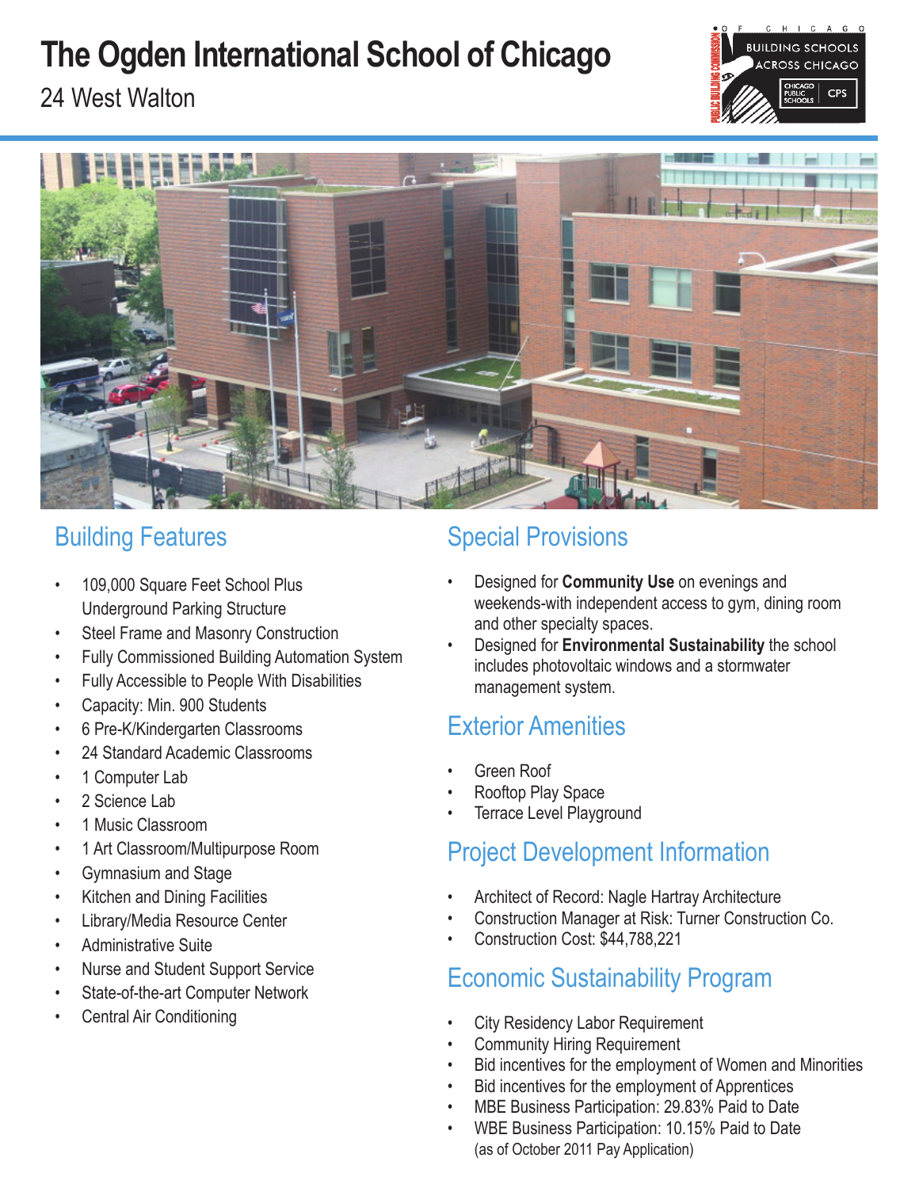# The Ogden International School of Chicago

24 West Walton

## Building Features

- 109,000 Square Feet School Plus Underground Parking Structure
- Steel Frame and Masonry Construction
- Fully Commissioned Building Automation System
- Fully Accessible to People With Disabilities
- Capacity: Min. 900 Students
- 6 Pre-K/Kindergarten Classrooms
- 24 Standard Academic Classrooms
- 1 Computer Lab
- 2 Science Lab
- 1 Music Classroom
- 1 Art Classroom/Multipurpose Room
- Gymnasium and Stage
- Kitchen and Dining Facilities
- Library/Media Resource Center
- Administrative Suite
- Nurse and Student Support Service
- State-of-the-art Computer Network
- Central Air Conditioning

## Special Provisions

- Designed for **Community Use** on evenings and weekends-with independent access to gym, dining room and other specialty spaces.
- Designed for **Environmental Sustainability** the school includes photovoltaic windows and a stormwater management system.

## Exterior Amenities

- Green Roof
- Rooftop Play Space
- Terrace Level Playground

## Project Development Information

- Architect of Record: Nagle Hartray Architecture
- Construction Manager at Risk: Turner Construction Co.
- Construction Cost: $44,788,221

## Economic Sustainability Program

- City Residency Labor Requirement
- Community Hiring Requirement
- Bid incentives for the employment of Women and Minorities
- Bid incentives for the employment of Apprentices
- MBE Business Participation: 29.83% Paid to Date
- WBE Business Participation: 10.15% Paid to Date (as of October 2011 Pay Application)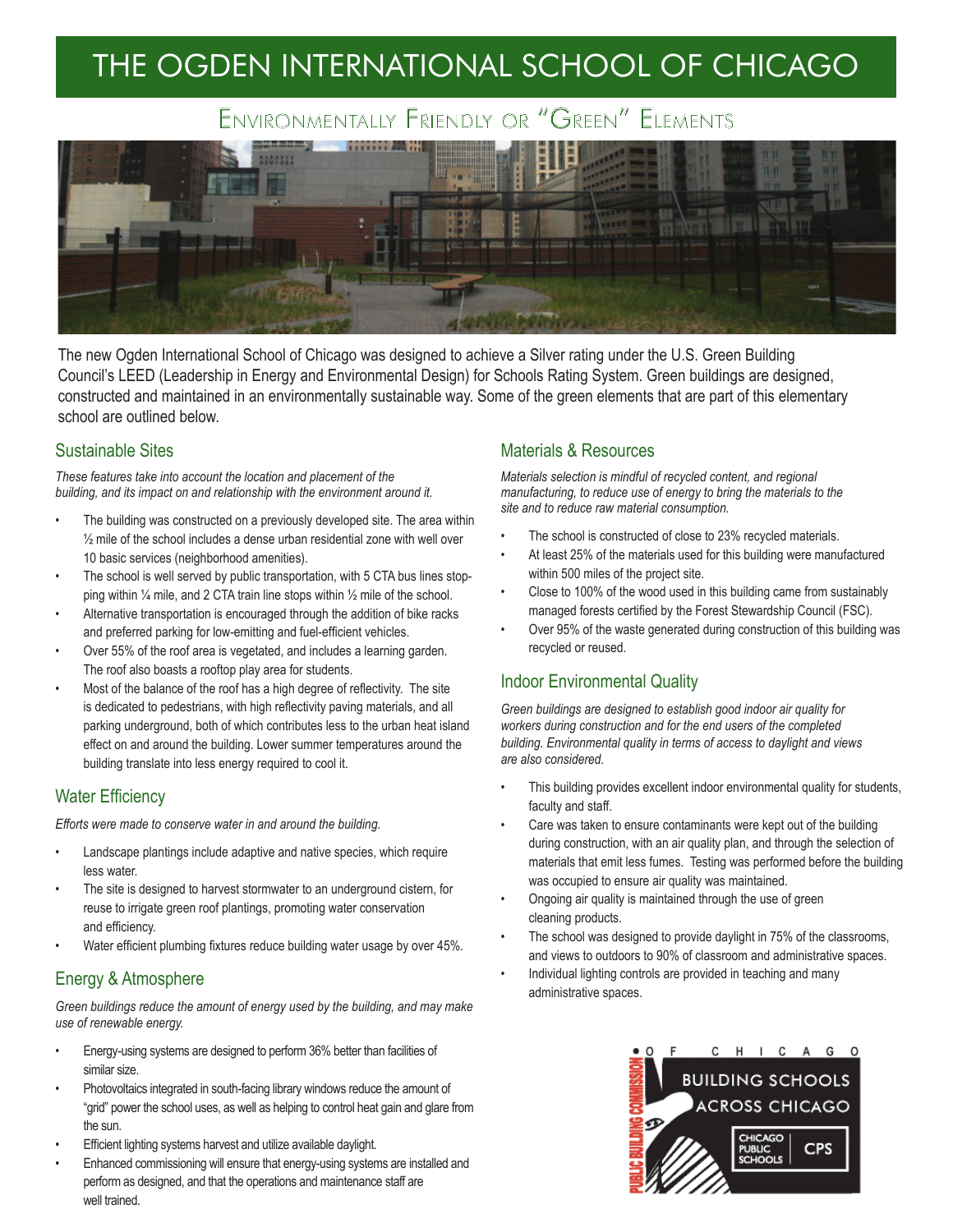# THE OGDEN INTERNATIONAL SCHOOL OF CHICAGO

## Environmentally Friendly or "Green" Elements

The new Ogden International School of Chicago was designed to achieve a Silver rating under the U.S. Green Building Council's LEED (Leadership in Energy and Environmental Design) for Schools Rating System. Green buildings are designed, constructed and maintained in an environmentally sustainable way. Some of the green elements that are part of this elementary school are outlined below.

### Sustainable Sites

*These features take into account the location and placement of the building, and its impact on and relationship with the environment around it.*

- The building was constructed on a previously developed site. The area within ½ mile of the school includes a dense urban residential zone with well over 10 basic services (neighborhood amenities).
- The school is well served by public transportation, with 5 CTA bus lines stopping within ¼ mile, and 2 CTA train line stops within ½ mile of the school.
- Alternative transportation is encouraged through the addition of bike racks and preferred parking for low-emitting and fuel-efficient vehicles.
- Over 55% of the roof area is vegetated, and includes a learning garden. The roof also boasts a rooftop play area for students.
- Most of the balance of the roof has a high degree of reflectivity. The site is dedicated to pedestrians, with high reflectivity paving materials, and all parking underground, both of which contributes less to the urban heat island effect on and around the building. Lower summer temperatures around the building translate into less energy required to cool it.

### Water Efficiency

*Efforts were made to conserve water in and around the building.*

- Landscape plantings include adaptive and native species, which require less water.
- The site is designed to harvest stormwater to an underground cistern, for reuse to irrigate green roof plantings, promoting water conservation and efficiency.
- Water efficient plumbing fixtures reduce building water usage by over 45%.

### Energy & Atmosphere

*Green buildings reduce the amount of energy used by the building, and may make use of renewable energy.*

- Energy-using systems are designed to perform 36% better than facilities of similar size.
- Photovoltaics integrated in south-facing library windows reduce the amount of "grid" power the school uses, as well as helping to control heat gain and glare from the sun.
- Efficient lighting systems harvest and utilize available daylight.
- Enhanced commissioning will ensure that energy-using systems are installed and perform as designed, and that the operations and maintenance staff are well trained.

### Materials & Resources

*Materials selection is mindful of recycled content, and regional manufacturing, to reduce use of energy to bring the materials to the site and to reduce raw material consumption.*

- The school is constructed of close to 23% recycled materials.
- At least 25% of the materials used for this building were manufactured within 500 miles of the project site.
- Close to 100% of the wood used in this building came from sustainably managed forests certified by the Forest Stewardship Council (FSC).
- Over 95% of the waste generated during construction of this building was recycled or reused.

### Indoor Environmental Quality

*Green buildings are designed to establish good indoor air quality for workers during construction and for the end users of the completed building. Environmental quality in terms of access to daylight and views are also considered.*

- This building provides excellent indoor environmental quality for students, faculty and staff.
- Care was taken to ensure contaminants were kept out of the building during construction, with an air quality plan, and through the selection of materials that emit less fumes. Testing was performed before the building was occupied to ensure air quality was maintained.
- Ongoing air quality is maintained through the use of green cleaning products.
- The school was designed to provide daylight in 75% of the classrooms, and views to outdoors to 90% of classroom and administrative spaces.
- Individual lighting controls are provided in teaching and many administrative spaces.

PUBLIC BUILDING COMMISSION OF CHICAGO

BUILDING SCHOOLS ACROSS CHICAGO

CHICAGO PUBLIC SCHOOLS CPS